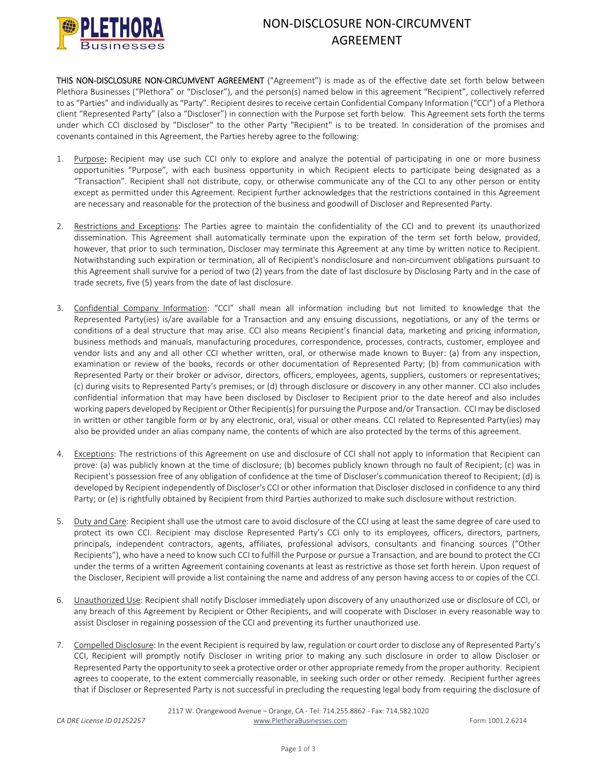# NON-DISCLOSURE NON-CIRCUMVENT AGREEMENT

**THIS NON-DISCLOSURE NON-CIRCUMVENT AGREEMENT** ("Agreement") is made as of the effective date set forth below between Plethora Businesses ("Plethora" or "Discloser"), and the person(s) named below in this agreement "Recipient", collectively referred to as "Parties" and individually as "Party". Recipient desires to receive certain Confidential Company Information ("CCI") of a Plethora client "Represented Party" (also a "Discloser") in connection with the Purpose set forth below. This Agreement sets forth the terms under which CCI disclosed by "Discloser" to the other Party "Recipient" is to be treated. In consideration of the promises and covenants contained in this Agreement, the Parties hereby agree to the following:

1. Purpose**:** Recipient may use such CCI only to explore and analyze the potential of participating in one or more business opportunities "Purpose", with each business opportunity in which Recipient elects to participate being designated as a "Transaction". Recipient shall not distribute, copy, or otherwise communicate any of the CCI to any other person or entity except as permitted under this Agreement. Recipient further acknowledges that the restrictions contained in this Agreement are necessary and reasonable for the protection of the business and goodwill of Discloser and Represented Party.

2. Restrictions and Exceptions: The Parties agree to maintain the confidentiality of the CCI and to prevent its unauthorized dissemination. This Agreement shall automatically terminate upon the expiration of the term set forth below, provided, however, that prior to such termination, Discloser may terminate this Agreement at any time by written notice to Recipient. Notwithstanding such expiration or termination, all of Recipient's nondisclosure and non-circumvent obligations pursuant to this Agreement shall survive for a period of two (2) years from the date of last disclosure by Disclosing Party and in the case of trade secrets, five (5) years from the date of last disclosure.

3. Confidential Company Information: "CCI" shall mean all information including but not limited to knowledge that the Represented Party(ies) is/are available for a Transaction and any ensuing discussions, negotiations, or any of the terms or conditions of a deal structure that may arise. CCI also means Recipient's financial data, marketing and pricing information, business methods and manuals, manufacturing procedures, correspondence, processes, contracts, customer, employee and vendor lists and any and all other CCI whether written, oral, or otherwise made known to Buyer: (a) from any inspection, examination or review of the books, records or other documentation of Represented Party; (b) from communication with Represented Party or their broker or advisor, directors, officers, employees, agents, suppliers, customers or representatives; (c) during visits to Represented Party's premises; or (d) through disclosure or discovery in any other manner. CCI also includes confidential information that may have been disclosed by Discloser to Recipient prior to the date hereof and also includes working papers developed by Recipient or Other Recipient(s) for pursuing the Purpose and/or Transaction. CCI may be disclosed in written or other tangible form or by any electronic, oral, visual or other means. CCI related to Represented Party(ies) may also be provided under an alias company name, the contents of which are also protected by the terms of this agreement.

4. Exceptions: The restrictions of this Agreement on use and disclosure of CCI shall not apply to information that Recipient can prove: (a) was publicly known at the time of disclosure; (b) becomes publicly known through no fault of Recipient; (c) was in Recipient's possession free of any obligation of confidence at the time of Discloser's communication thereof to Recipient; (d) is developed by Recipient independently of Discloser's CCI or other information that Discloser disclosed in confidence to any third Party; or (e) is rightfully obtained by Recipient from third Parties authorized to make such disclosure without restriction.

5. Duty and Care: Recipient shall use the utmost care to avoid disclosure of the CCI using at least the same degree of care used to protect its own CCI. Recipient may disclose Represented Party's CCI only to its employees, officers, directors, partners, principals, independent contractors, agents, affiliates, professional advisors, consultants and financing sources ("Other Recipients"), who have a need to know such CCI to fulfill the Purpose or pursue a Transaction, and are bound to protect the CCI under the terms of a written Agreement containing covenants at least as restrictive as those set forth herein. Upon request of the Discloser, Recipient will provide a list containing the name and address of any person having access to or copies of the CCI.

6. Unauthorized Use: Recipient shall notify Discloser immediately upon discovery of any unauthorized use or disclosure of CCI, or any breach of this Agreement by Recipient or Other Recipients, and will cooperate with Discloser in every reasonable way to assist Discloser in regaining possession of the CCI and preventing its further unauthorized use.

7. Compelled Disclosure: In the event Recipient is required by law, regulation or court order to disclose any of Represented Party's CCI, Recipient will promptly notify Discloser in writing prior to making any such disclosure in order to allow Discloser or Represented Party the opportunity to seek a protective order or other appropriate remedy from the proper authority. Recipient agrees to cooperate, to the extent commercially reasonable, in seeking such order or other remedy. Recipient further agrees that if Discloser or Represented Party is not successful in precluding the requesting legal body from requiring the disclosure of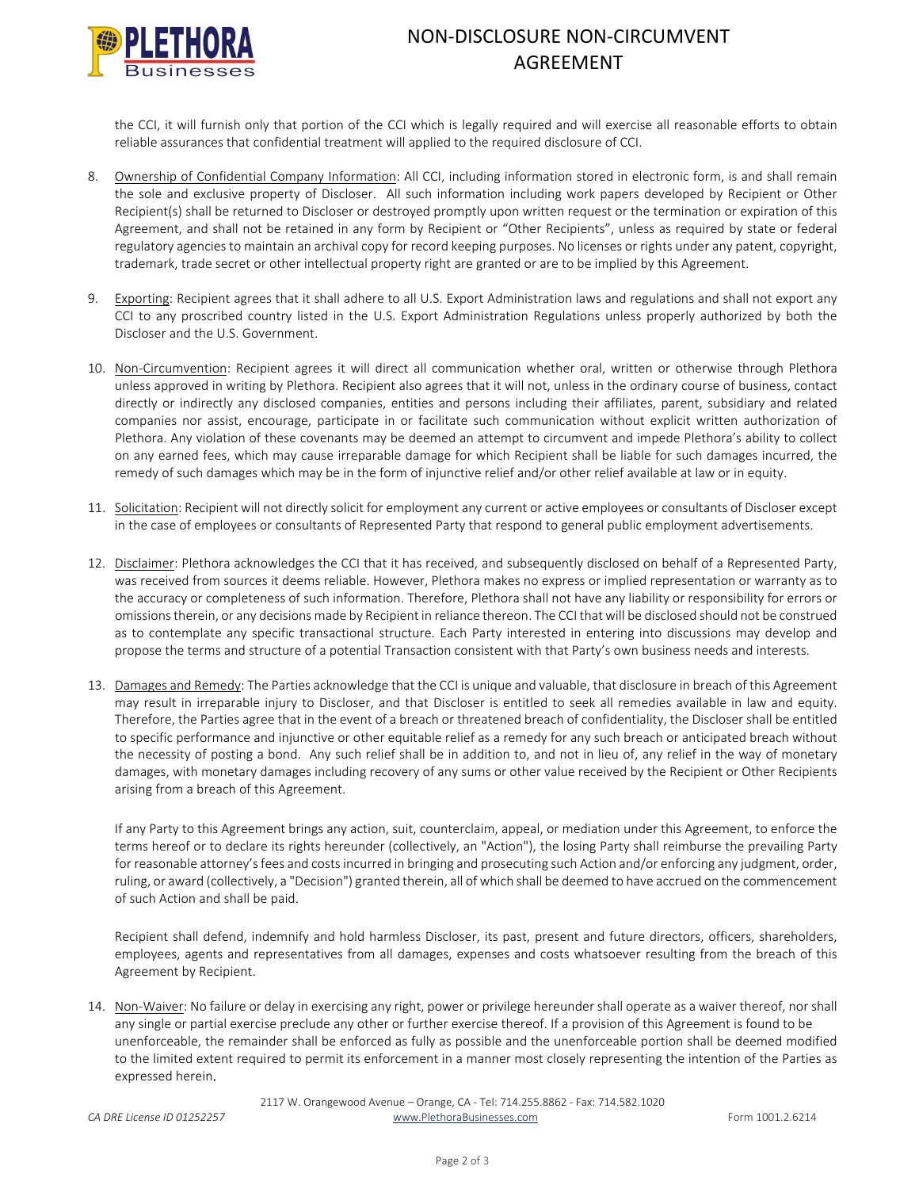the CCI, it will furnish only that portion of the CCI which is legally required and will exercise all reasonable efforts to obtain reliable assurances that confidential treatment will applied to the required disclosure of CCI.

8. <u>Ownership of Confidential Company Information</u>: All CCI, including information stored in electronic form, is and shall remain the sole and exclusive property of Discloser. All such information including work papers developed by Recipient or Other Recipient(s) shall be returned to Discloser or destroyed promptly upon written request or the termination or expiration of this Agreement, and shall not be retained in any form by Recipient or "Other Recipients", unless as required by state or federal regulatory agencies to maintain an archival copy for record keeping purposes. No licenses or rights under any patent, copyright, trademark, trade secret or other intellectual property right are granted or are to be implied by this Agreement.

9. <u>Exporting</u>: Recipient agrees that it shall adhere to all U.S. Export Administration laws and regulations and shall not export any CCI to any proscribed country listed in the U.S. Export Administration Regulations unless properly authorized by both the Discloser and the U.S. Government.

10. <u>Non-Circumvention</u>: Recipient agrees it will direct all communication whether oral, written or otherwise through Plethora unless approved in writing by Plethora. Recipient also agrees that it will not, unless in the ordinary course of business, contact directly or indirectly any disclosed companies, entities and persons including their affiliates, parent, subsidiary and related companies nor assist, encourage, participate in or facilitate such communication without explicit written authorization of Plethora. Any violation of these covenants may be deemed an attempt to circumvent and impede Plethora's ability to collect on any earned fees, which may cause irreparable damage for which Recipient shall be liable for such damages incurred, the remedy of such damages which may be in the form of injunctive relief and/or other relief available at law or in equity.

11. <u>Solicitation</u>: Recipient will not directly solicit for employment any current or active employees or consultants of Discloser except in the case of employees or consultants of Represented Party that respond to general public employment advertisements.

12. <u>Disclaimer</u>: Plethora acknowledges the CCI that it has received, and subsequently disclosed on behalf of a Represented Party, was received from sources it deems reliable. However, Plethora makes no express or implied representation or warranty as to the accuracy or completeness of such information. Therefore, Plethora shall not have any liability or responsibility for errors or omissions therein, or any decisions made by Recipient in reliance thereon. The CCI that will be disclosed should not be construed as to contemplate any specific transactional structure. Each Party interested in entering into discussions may develop and propose the terms and structure of a potential Transaction consistent with that Party's own business needs and interests.

13. <u>Damages and Remedy</u>: The Parties acknowledge that the CCI is unique and valuable, that disclosure in breach of this Agreement may result in irreparable injury to Discloser, and that Discloser is entitled to seek all remedies available in law and equity. Therefore, the Parties agree that in the event of a breach or threatened breach of confidentiality, the Discloser shall be entitled to specific performance and injunctive or other equitable relief as a remedy for any such breach or anticipated breach without the necessity of posting a bond. Any such relief shall be in addition to, and not in lieu of, any relief in the way of monetary damages, with monetary damages including recovery of any sums or other value received by the Recipient or Other Recipients arising from a breach of this Agreement.

    If any Party to this Agreement brings any action, suit, counterclaim, appeal, or mediation under this Agreement, to enforce the terms hereof or to declare its rights hereunder (collectively, an "Action"), the losing Party shall reimburse the prevailing Party for reasonable attorney's fees and costs incurred in bringing and prosecuting such Action and/or enforcing any judgment, order, ruling, or award (collectively, a "Decision") granted therein, all of which shall be deemed to have accrued on the commencement of such Action and shall be paid.

    Recipient shall defend, indemnify and hold harmless Discloser, its past, present and future directors, officers, shareholders, employees, agents and representatives from all damages, expenses and costs whatsoever resulting from the breach of this Agreement by Recipient.

14. <u>Non-Waiver</u>: No failure or delay in exercising any right, power or privilege hereunder shall operate as a waiver thereof, nor shall any single or partial exercise preclude any other or further exercise thereof. If a provision of this Agreement is found to be unenforceable, the remainder shall be enforced as fully as possible and the unenforceable portion shall be deemed modified to the limited extent required to permit its enforcement in a manner most closely representing the intention of the Parties as expressed herein.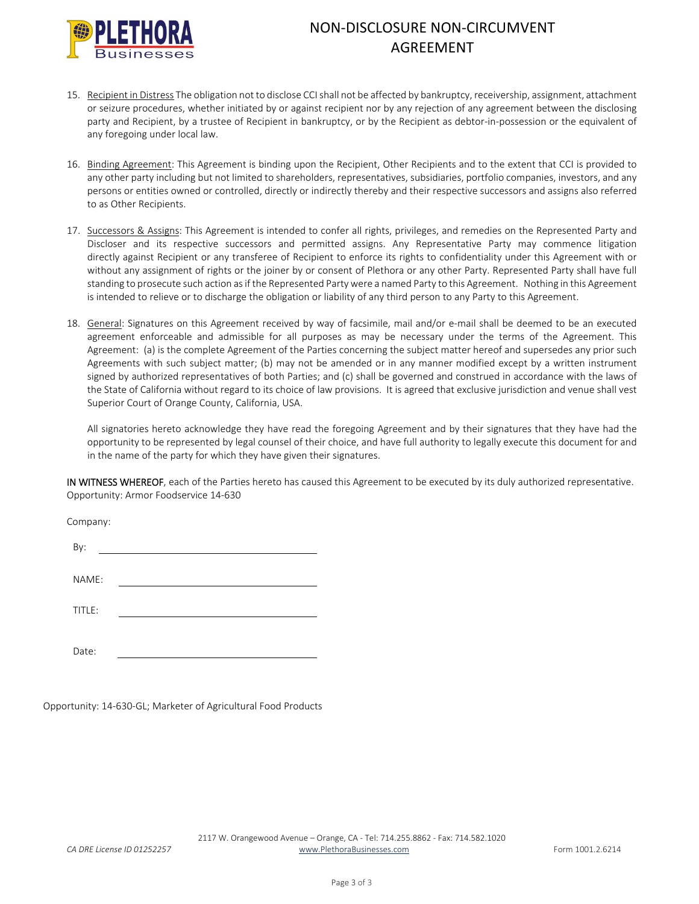15. Recipient in Distress The obligation not to disclose CCI shall not be affected by bankruptcy, receivership, assignment, attachment or seizure procedures, whether initiated by or against recipient nor by any rejection of any agreement between the disclosing party and Recipient, by a trustee of Recipient in bankruptcy, or by the Recipient as debtor-in-possession or the equivalent of any foregoing under local law.

16. Binding Agreement: This Agreement is binding upon the Recipient, Other Recipients and to the extent that CCI is provided to any other party including but not limited to shareholders, representatives, subsidiaries, portfolio companies, investors, and any persons or entities owned or controlled, directly or indirectly thereby and their respective successors and assigns also referred to as Other Recipients.

17. Successors & Assigns: This Agreement is intended to confer all rights, privileges, and remedies on the Represented Party and Discloser and its respective successors and permitted assigns. Any Representative Party may commence litigation directly against Recipient or any transferee of Recipient to enforce its rights to confidentiality under this Agreement with or without any assignment of rights or the joiner by or consent of Plethora or any other Party. Represented Party shall have full standing to prosecute such action as if the Represented Party were a named Party to this Agreement. Nothing in this Agreement is intended to relieve or to discharge the obligation or liability of any third person to any Party to this Agreement.

18. General: Signatures on this Agreement received by way of facsimile, mail and/or e-mail shall be deemed to be an executed agreement enforceable and admissible for all purposes as may be necessary under the terms of the Agreement. This Agreement: (a) is the complete Agreement of the Parties concerning the subject matter hereof and supersedes any prior such Agreements with such subject matter; (b) may not be amended or in any manner modified except by a written instrument signed by authorized representatives of both Parties; and (c) shall be governed and construed in accordance with the laws of the State of California without regard to its choice of law provisions. It is agreed that exclusive jurisdiction and venue shall vest Superior Court of Orange County, California, USA.

    All signatories hereto acknowledge they have read the foregoing Agreement and by their signatures that they have had the opportunity to be represented by legal counsel of their choice, and have full authority to legally execute this document for and in the name of the party for which they have given their signatures.

IN WITNESS WHEREOF, each of the Parties hereto has caused this Agreement to be executed by its duly authorized representative.
Opportunity: Armor Foodservice 14-630

Company:

By: ______________________________

NAME: ______________________________

TITLE: ______________________________

Date: ______________________________

Opportunity: 14-630-GL; Marketer of Agricultural Food Products

*CA DRE License ID 01252257*

2117 W. Orangewood Avenue – Orange, CA - Tel: 714.255.8862 - Fax: 714.582.1020
www.PlethoraBusinesses.com

Form 1001.2.6214